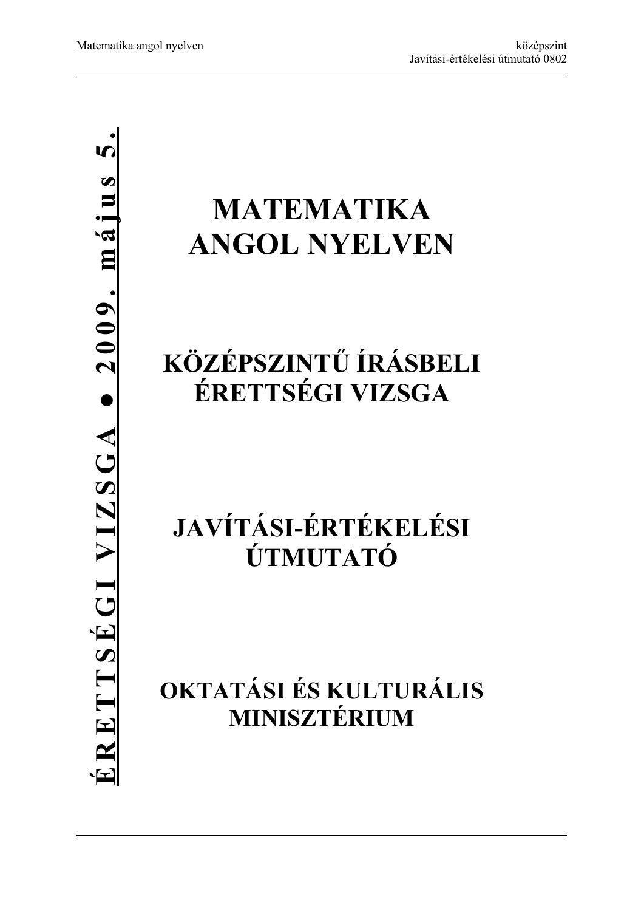**ÉRETTSÉGI VIZSGA • 2009. május 5.**

# MATEMATIKA ANGOL NYELVEN

## KÖZÉPSZINTŰ ÍRÁSBELI ÉRETTSÉGI VIZSGA

## JAVÍTÁSI-ÉRTÉKELÉSI ÚTMUTATÓ

## OKTATÁSI ÉS KULTURÁLIS MINISZTÉRIUM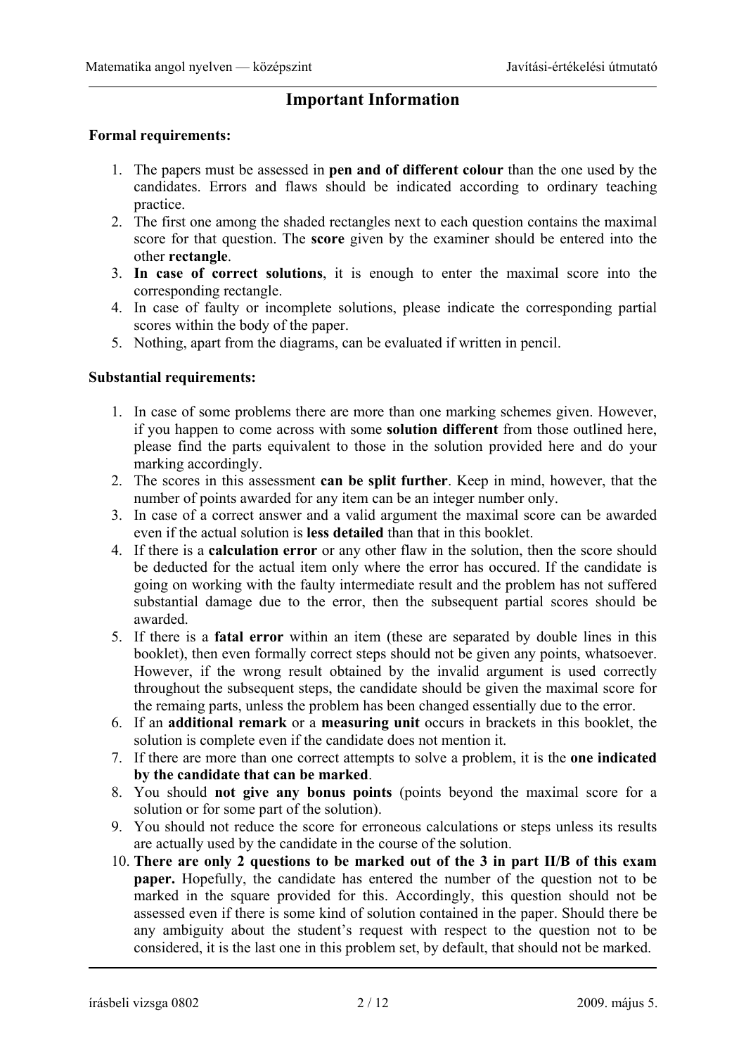# Important Information

**Formal requirements:**

1. The papers must be assessed in **pen and of different colour** than the one used by the candidates. Errors and flaws should be indicated according to ordinary teaching practice.
2. The first one among the shaded rectangles next to each question contains the maximal score for that question. The **score** given by the examiner should be entered into the other **rectangle**.
3. **In case of correct solutions**, it is enough to enter the maximal score into the corresponding rectangle.
4. In case of faulty or incomplete solutions, please indicate the corresponding partial scores within the body of the paper.
5. Nothing, apart from the diagrams, can be evaluated if written in pencil.

**Substantial requirements:**

1. In case of some problems there are more than one marking schemes given. However, if you happen to come across with some **solution different** from those outlined here, please find the parts equivalent to those in the solution provided here and do your marking accordingly.
2. The scores in this assessment **can be split further**. Keep in mind, however, that the number of points awarded for any item can be an integer number only.
3. In case of a correct answer and a valid argument the maximal score can be awarded even if the actual solution is **less detailed** than that in this booklet.
4. If there is a **calculation error** or any other flaw in the solution, then the score should be deducted for the actual item only where the error has occured. If the candidate is going on working with the faulty intermediate result and the problem has not suffered substantial damage due to the error, then the subsequent partial scores should be awarded.
5. If there is a **fatal error** within an item (these are separated by double lines in this booklet), then even formally correct steps should not be given any points, whatsoever. However, if the wrong result obtained by the invalid argument is used correctly throughout the subsequent steps, the candidate should be given the maximal score for the remaing parts, unless the problem has been changed essentially due to the error.
6. If an **additional remark** or a **measuring unit** occurs in brackets in this booklet, the solution is complete even if the candidate does not mention it.
7. If there are more than one correct attempts to solve a problem, it is the **one indicated by the candidate that can be marked**.
8. You should **not give any bonus points** (points beyond the maximal score for a solution or for some part of the solution).
9. You should not reduce the score for erroneous calculations or steps unless its results are actually used by the candidate in the course of the solution.
10. **There are only 2 questions to be marked out of the 3 in part II/B of this exam paper.** Hopefully, the candidate has entered the number of the question not to be marked in the square provided for this. Accordingly, this question should not be assessed even if there is some kind of solution contained in the paper. Should there be any ambiguity about the student's request with respect to the question not to be considered, it is the last one in this problem set, by default, that should not be marked.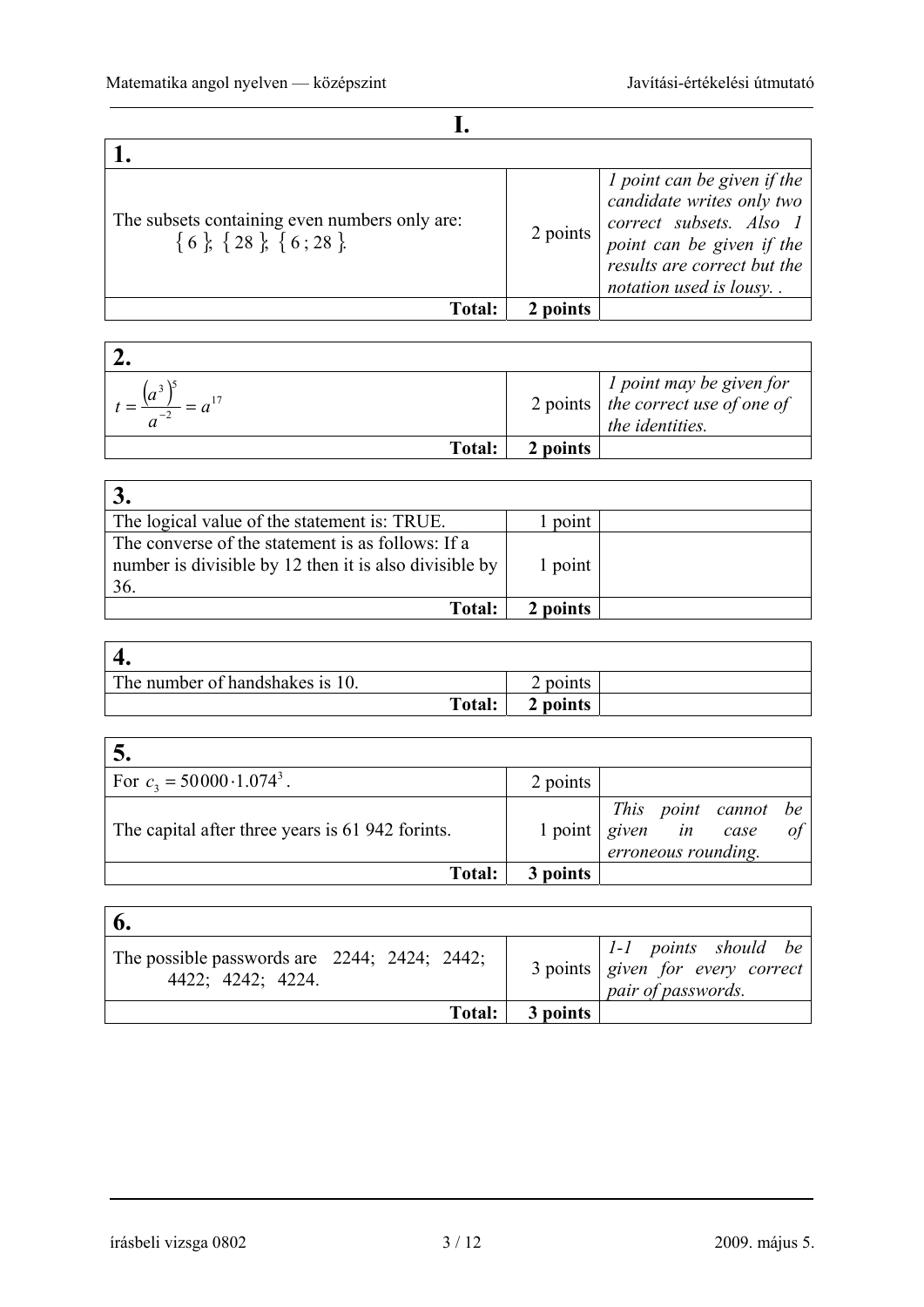# I.

## 1.

| | | |
|---|---|---|
| The subsets containing even numbers only are: $\{6\}$; $\{28\}$; $\{6\,;28\}$. | 2 points | *1 point can be given if the candidate writes only two correct subsets. Also 1 point can be given if the results are correct but the notation used is lousy. .* |
| **Total:** | **2 points** | |

## 2.

| | | |
|---|---|---|
| $t=\dfrac{\left(a^{3}\right)^{5}}{a^{-2}}=a^{17}$ | 2 points | *1 point may be given for the correct use of one of the identities.* |
| **Total:** | **2 points** | |

## 3.

| | | |
|---|---|---|
| The logical value of the statement is: TRUE. | 1 point | |
| The converse of the statement is as follows: If a number is divisible by 12 then it is also divisible by 36. | 1 point | |
| **Total:** | **2 points** | |

## 4.

| | | |
|---|---|---|
| The number of handshakes is 10. | 2 points | |
| **Total:** | **2 points** | |

## 5.

| | | |
|---|---|---|
| For $c_3 = 50000 \cdot 1.074^3$. | 2 points | |
| The capital after three years is 61 942 forints. | 1 point | *This point cannot be given in case of erroneous rounding.* |
| **Total:** | **3 points** | |

## 6.

| | | |
|---|---|---|
| The possible passwords are 2244; 2424; 2442; 4422; 4242; 4224. | 3 points | *1-1 points should be given for every correct pair of passwords.* |
| **Total:** | **3 points** | |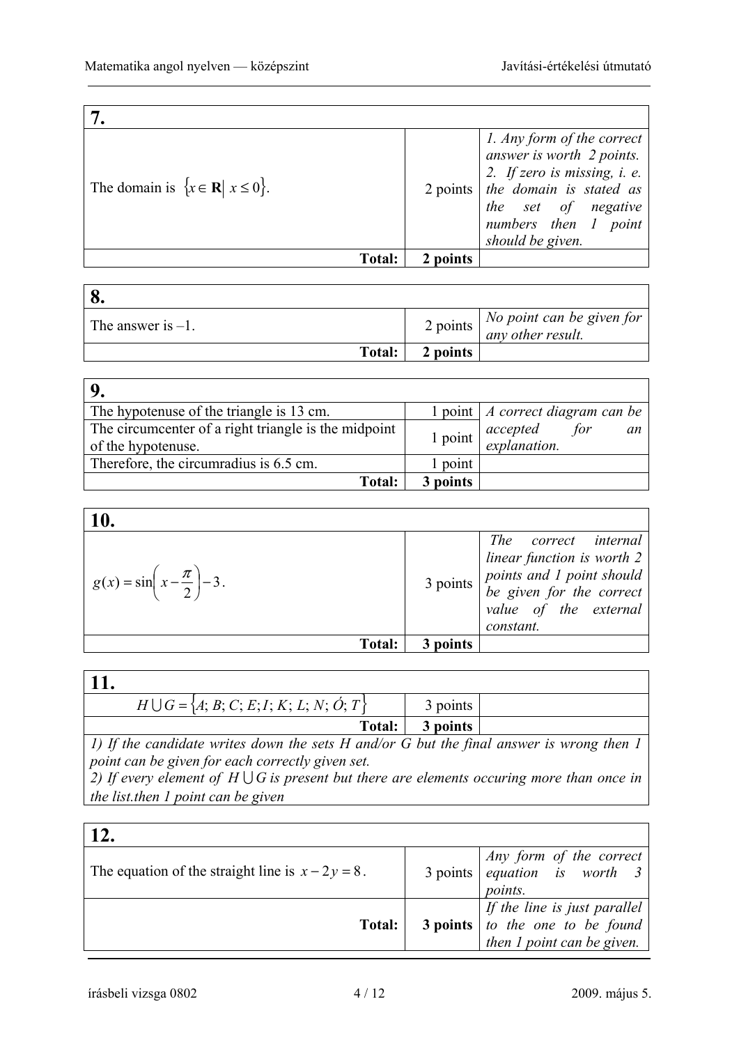| 7. | | |
|---|---|---|
| The domain is $\{x \in \mathbf{R} \mid x \le 0\}$. | 2 points | *1. Any form of the correct answer is worth 2 points. 2. If zero is missing, i. e. the domain is stated as the set of negative numbers then 1 point should be given.* |
| **Total:** | **2 points** | |

| 8. | | |
|---|---|---|
| The answer is –1. | 2 points | *No point can be given for any other result.* |
| **Total:** | **2 points** | |

| 9. | | |
|---|---|---|
| The hypotenuse of the triangle is 13 cm. | 1 point | *A correct diagram can be accepted for an explanation.* |
| The circumcenter of a right triangle is the midpoint of the hypotenuse. | 1 point | |
| Therefore, the circumradius is 6.5 cm. | 1 point | |
| **Total:** | **3 points** | |

| 10. | | |
|---|---|---|
| $g(x) = \sin\left(x - \frac{\pi}{2}\right) - 3$. | 3 points | *The correct internal linear function is worth 2 points and 1 point should be given for the correct value of the external constant.* |
| **Total:** | **3 points** | |

| 11. | | |
|---|---|---|
| $H \cup G = \{A; B; C; E; I; K; L; N; Ó; T\}$ | 3 points | |
| **Total:** | **3 points** | |

*1) If the candidate writes down the sets H and/or G but the final answer is wrong then 1 point can be given for each correctly given set.*
*2) If every element of $H \cup G$ is present but there are elements occuring more than once in the list.then 1 point can be given*

| 12. | | |
|---|---|---|
| The equation of the straight line is $x - 2y = 8$. | 3 points | *Any form of the correct equation is worth 3 points.* |
| **Total:** | **3 points** | *If the line is just parallel to the one to be found then 1 point can be given.* |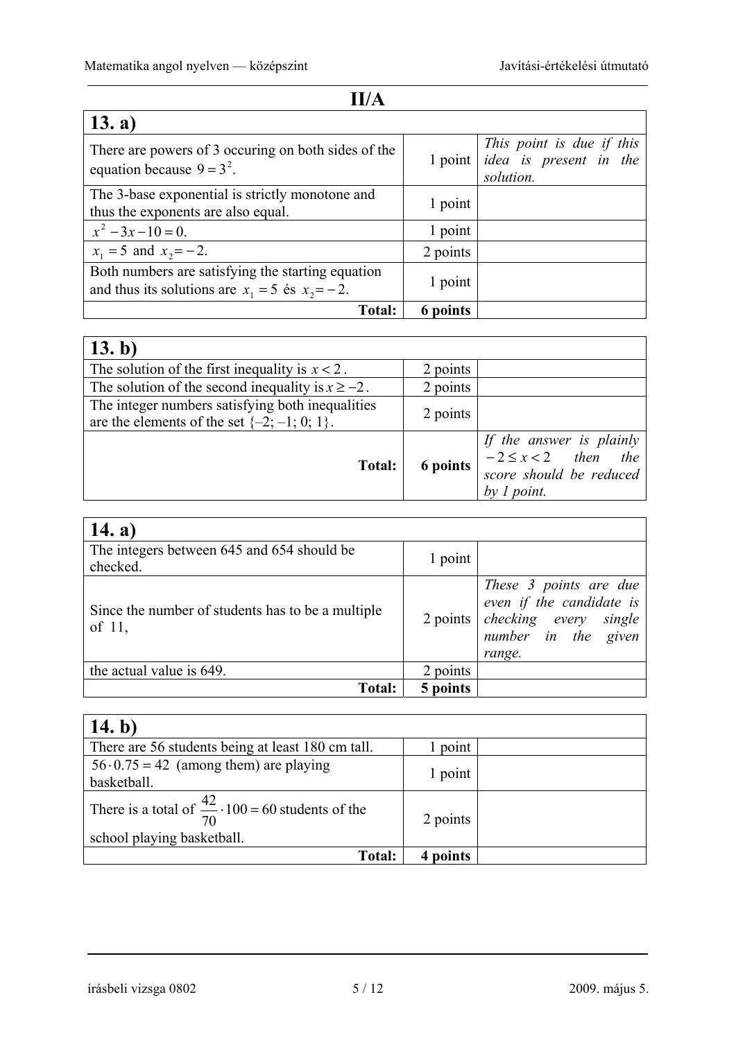## II/A

| 13. a) | | |
|---|---|---|
| There are powers of 3 occuring on both sides of the equation because $9 = 3^2$. | 1 point | *This point is due if this idea is present in the solution.* |
| The 3-base exponential is strictly monotone and thus the exponents are also equal. | 1 point | |
| $x^2 - 3x - 10 = 0$. | 1 point | |
| $x_1 = 5$ and $x_2 = -2$. | 2 points | |
| Both numbers are satisfying the starting equation and thus its solutions are $x_1 = 5$ és $x_2 = -2$. | 1 point | |
| **Total:** | **6 points** | |

| 13. b) | | |
|---|---|---|
| The solution of the first inequality is $x < 2$. | 2 points | |
| The solution of the second inequality is $x \geq -2$. | 2 points | |
| The integer numbers satisfying both inequalities are the elements of the set {–2; –1; 0; 1}. | 2 points | |
| **Total:** | **6 points** | *If the answer is plainly $-2 \leq x < 2$ then the score should be reduced by 1 point.* |

| 14. a) | | |
|---|---|---|
| The integers between 645 and 654 should be checked. | 1 point | |
| Since the number of students has to be a multiple of 11, | 2 points | *These 3 points are due even if the candidate is checking every single number in the given range.* |
| the actual value is 649. | 2 points | |
| **Total:** | **5 points** | |

| 14. b) | | |
|---|---|---|
| There are 56 students being at least 180 cm tall. | 1 point | |
| $56 \cdot 0.75 = 42$ (among them) are playing basketball. | 1 point | |
| There is a total of $\frac{42}{70} \cdot 100 = 60$ students of the school playing basketball. | 2 points | |
| **Total:** | **4 points** | |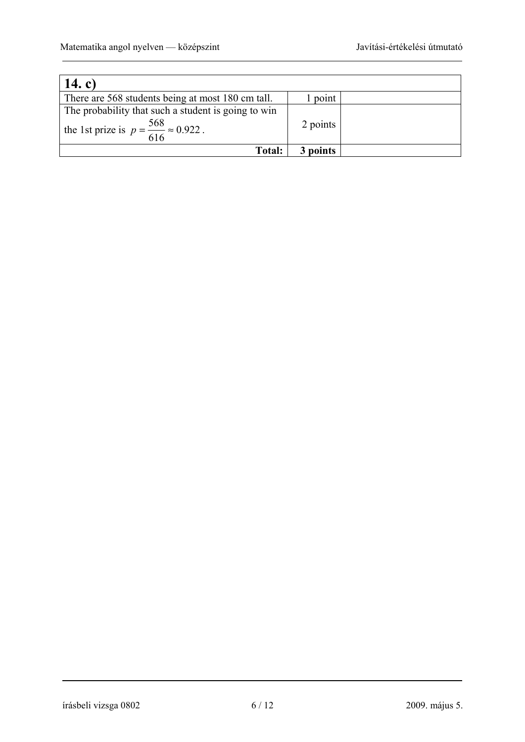| **14. c)** | | |
|---|---|---|
| There are 568 students being at most 180 cm tall. | 1 point | |
| The probability that such a student is going to win the 1st prize is $p = \frac{568}{616} \approx 0.922$. | 2 points | |
| **Total:** | **3 points** | |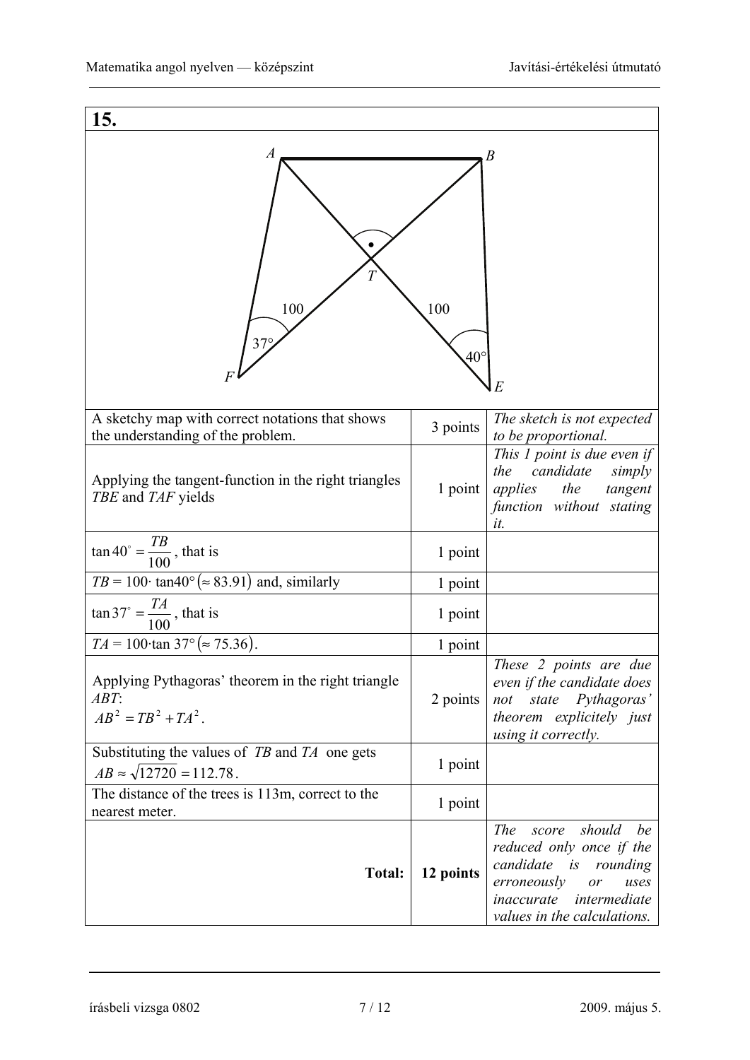## 15.

| | | |
|---|---|---|
| A sketchy map with correct notations that shows the understanding of the problem. | 3 points | *The sketch is not expected to be proportional.* |
| Applying the tangent-function in the right triangles *TBE* and *TAF* yields | 1 point | *This 1 point is due even if the candidate simply applies the tangent function without stating it.* |
| $\tan 40^\circ = \dfrac{TB}{100}$, that is | 1 point | |
| $TB = 100 \cdot \tan 40^\circ \left(\approx 83.91\right)$ and, similarly | 1 point | |
| $\tan 37^\circ = \dfrac{TA}{100}$, that is | 1 point | |
| $TA = 100 \cdot \tan 37^\circ \left(\approx 75.36\right)$. | 1 point | |
| Applying Pythagoras' theorem in the right triangle *ABT*: $AB^2 = TB^2 + TA^2$. | 2 points | *These 2 points are due even if the candidate does not state Pythagoras' theorem explicitely just using it correctly.* |
| Substituting the values of *TB* and *TA* one gets $AB \approx \sqrt{12720} = 112.78$. | 1 point | |
| The distance of the trees is 113m, correct to the nearest meter. | 1 point | |
| **Total:** | **12 points** | *The score should be reduced only once if the candidate is rounding erroneously or uses inaccurate intermediate values in the calculations.* |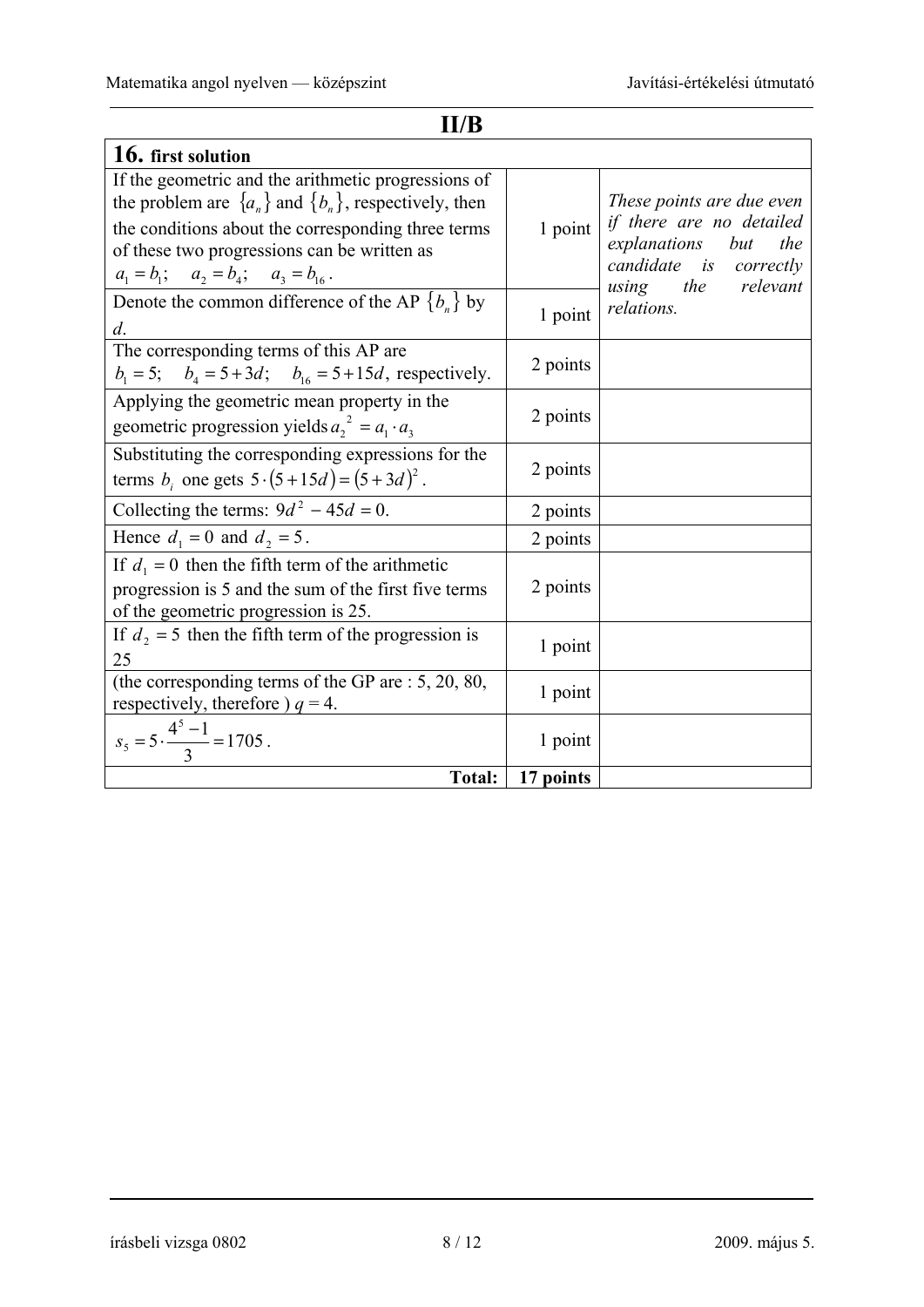## II/B

| **16.** **first solution** | | |
|---|---|---|
| If the geometric and the arithmetic progressions of the problem are $\{a_n\}$ and $\{b_n\}$, respectively, then the conditions about the corresponding three terms of these two progressions can be written as $a_1 = b_1$; $a_2 = b_4$; $a_3 = b_{16}$. | 1 point | *These points are due even if there are no detailed explanations but the candidate is correctly using the relevant relations.* |
| Denote the common difference of the AP $\{b_n\}$ by $d$. | 1 point | |
| The corresponding terms of this AP are $b_1 = 5$; $b_4 = 5+3d$; $b_{16} = 5+15d$, respectively. | 2 points | |
| Applying the geometric mean property in the geometric progression yields $a_2^{\,2} = a_1 \cdot a_3$ | 2 points | |
| Substituting the corresponding expressions for the terms $b_i$ one gets $5\cdot(5+15d) = (5+3d)^2$. | 2 points | |
| Collecting the terms: $9d^2 - 45d = 0$. | 2 points | |
| Hence $d_1 = 0$ and $d_2 = 5$. | 2 points | |
| If $d_1 = 0$ then the fifth term of the arithmetic progression is 5 and the sum of the first five terms of the geometric progression is 25. | 2 points | |
| If $d_2 = 5$ then the fifth term of the progression is 25 | 1 point | |
| (the corresponding terms of the GP are : 5, 20, 80, respectively, therefore ) $q = 4$. | 1 point | |
| $s_5 = 5\cdot\dfrac{4^5-1}{3} = 1705$. | 1 point | |
| **Total:** | **17 points** | |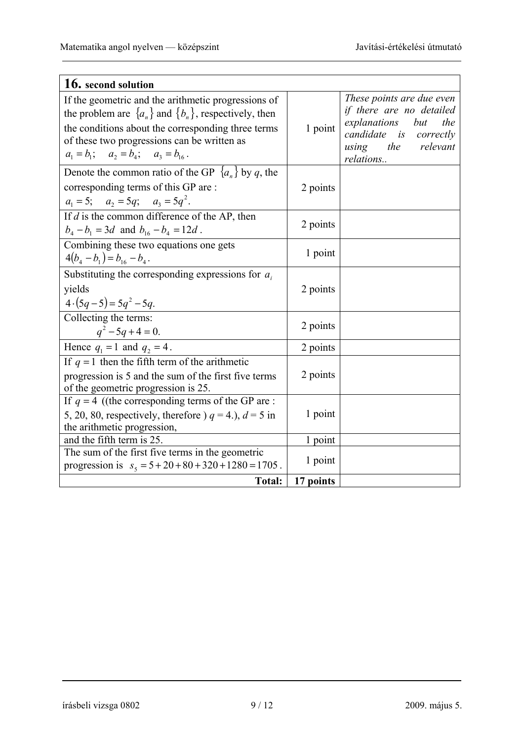| **16.** **second solution** | | |
|---|---|---|
| If the geometric and the arithmetic progressions of the problem are $\{a_n\}$ and $\{b_n\}$, respectively, then the conditions about the corresponding three terms of these two progressions can be written as $a_1 = b_1$; $a_2 = b_4$; $a_3 = b_{16}$. | 1 point | *These points are due even if there are no detailed explanations but the candidate is correctly using the relevant relations..* |
| Denote the common ratio of the GP $\{a_n\}$ by $q$, the corresponding terms of this GP are : $a_1 = 5$; $a_2 = 5q$; $a_3 = 5q^2$. | 2 points | |
| If $d$ is the common difference of the AP, then $b_4 - b_1 = 3d$ and $b_{16} - b_4 = 12d$. | 2 points | |
| Combining these two equations one gets $4(b_4 - b_1) = b_{16} - b_4$. | 1 point | |
| Substituting the corresponding expressions for $a_i$ yields $4 \cdot (5q - 5) = 5q^2 - 5q$. | 2 points | |
| Collecting the terms: $q^2 - 5q + 4 = 0.$ | 2 points | |
| Hence $q_1 = 1$ and $q_2 = 4$. | 2 points | |
| If $q = 1$ then the fifth term of the arithmetic progression is 5 and the sum of the first five terms of the geometric progression is 25. | 2 points | |
| If $q = 4$ ((the corresponding terms of the GP are : 5, 20, 80, respectively, therefore ) $q = 4$.), $d = 5$ in the arithmetic progression, | 1 point | |
| and the fifth term is 25. | 1 point | |
| The sum of the first five terms in the geometric progression is $s_5 = 5 + 20 + 80 + 320 + 1280 = 1705$. | 1 point | |
| **Total:** | **17 points** | |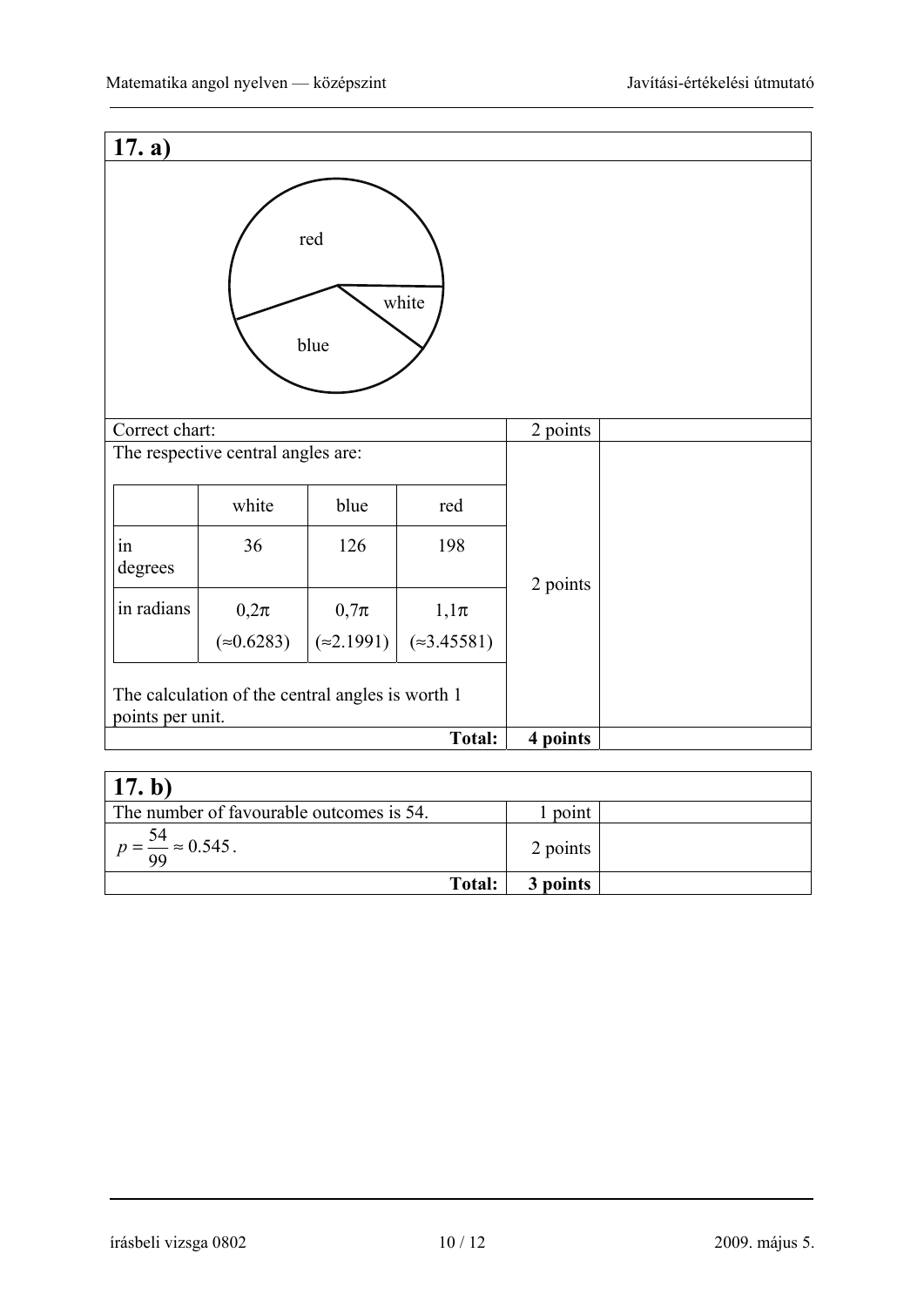## 17. a)

red

white

blue

| | | |
|---|---|---|
| Correct chart: | 2 points | |

The respective central angles are:

| | white | blue | red |
|---|---|---|---|
| in degrees | 36 | 126 | 198 |
| in radians | $0{,}2\pi$ ($\approx 0.6283$) | $0{,}7\pi$ ($\approx 2.1991$) | $1{,}1\pi$ ($\approx 3.45581$) |

The calculation of the central angles is worth 1 points per unit. — 2 points

| | | |
|---|---|---|
| **Total:** | **4 points** | |

## 17. b)

| | | |
|---|---|---|
| The number of favourable outcomes is 54. | 1 point | |
| $p = \frac{54}{99} \approx 0.545$. | 2 points | |
| **Total:** | **3 points** | |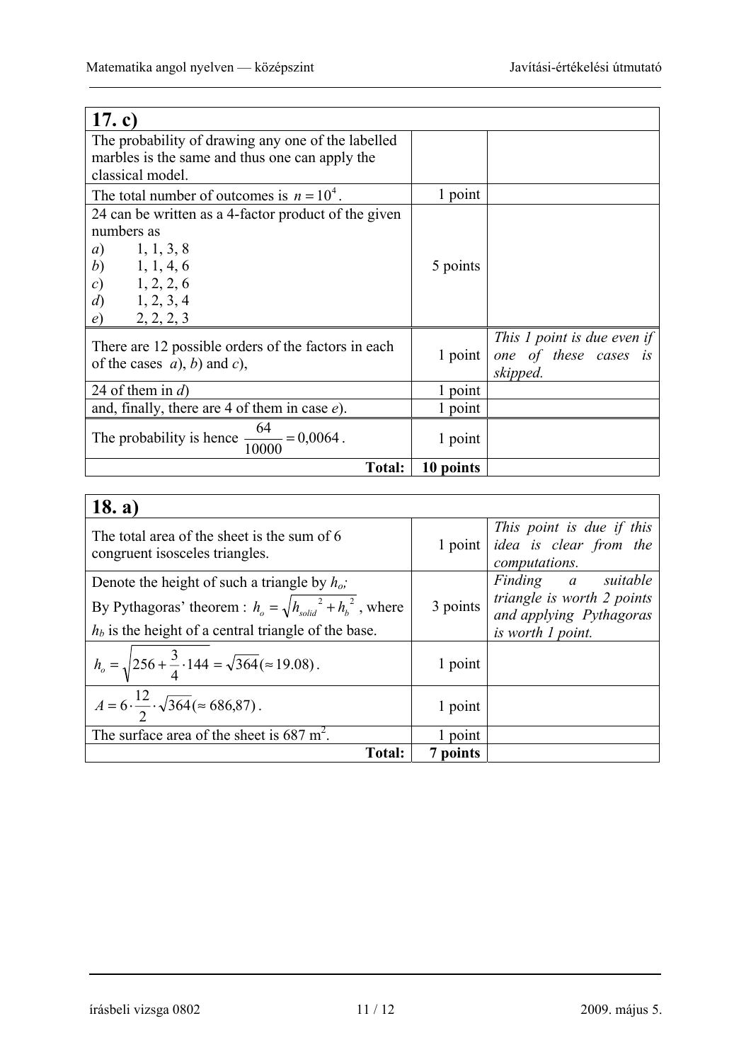| **17. c)** | | |
|---|---|---|
| The probability of drawing any one of the labelled marbles is the same and thus one can apply the classical model. | | |
| The total number of outcomes is $n = 10^4$. | 1 point | |
| 24 can be written as a 4-factor product of the given numbers as<br>*a*) 1, 1, 3, 8<br>*b*) 1, 1, 4, 6<br>*c*) 1, 2, 2, 6<br>*d*) 1, 2, 3, 4<br>*e*) 2, 2, 2, 3 | 5 points | |
| There are 12 possible orders of the factors in each of the cases *a*), *b*) and *c*), | 1 point | *This 1 point is due even if one of these cases is skipped.* |
| 24 of them in *d*) | 1 point | |
| and, finally, there are 4 of them in case *e*). | 1 point | |
| The probability is hence $\frac{64}{10000} = 0{,}0064$. | 1 point | |
| **Total:** | **10 points** | |

| **18. a)** | | |
|---|---|---|
| The total area of the sheet is the sum of 6 congruent isosceles triangles. | 1 point | *This point is due if this idea is clear from the computations.* |
| Denote the height of such a triangle by $h_o$;<br>By Pythagoras' theorem : $h_o = \sqrt{h_{solid}^{\ 2} + h_b^{\ 2}}$, where $h_b$ is the height of a central triangle of the base. | 3 points | *Finding a suitable triangle is worth 2 points and applying Pythagoras is worth 1 point.* |
| $h_o = \sqrt{256 + \frac{3}{4} \cdot 144} = \sqrt{364} (\approx 19.08)$. | 1 point | |
| $A = 6 \cdot \frac{12}{2} \cdot \sqrt{364} (\approx 686{,}87)$. | 1 point | |
| The surface area of the sheet is 687 m$^2$. | 1 point | |
| **Total:** | **7 points** | |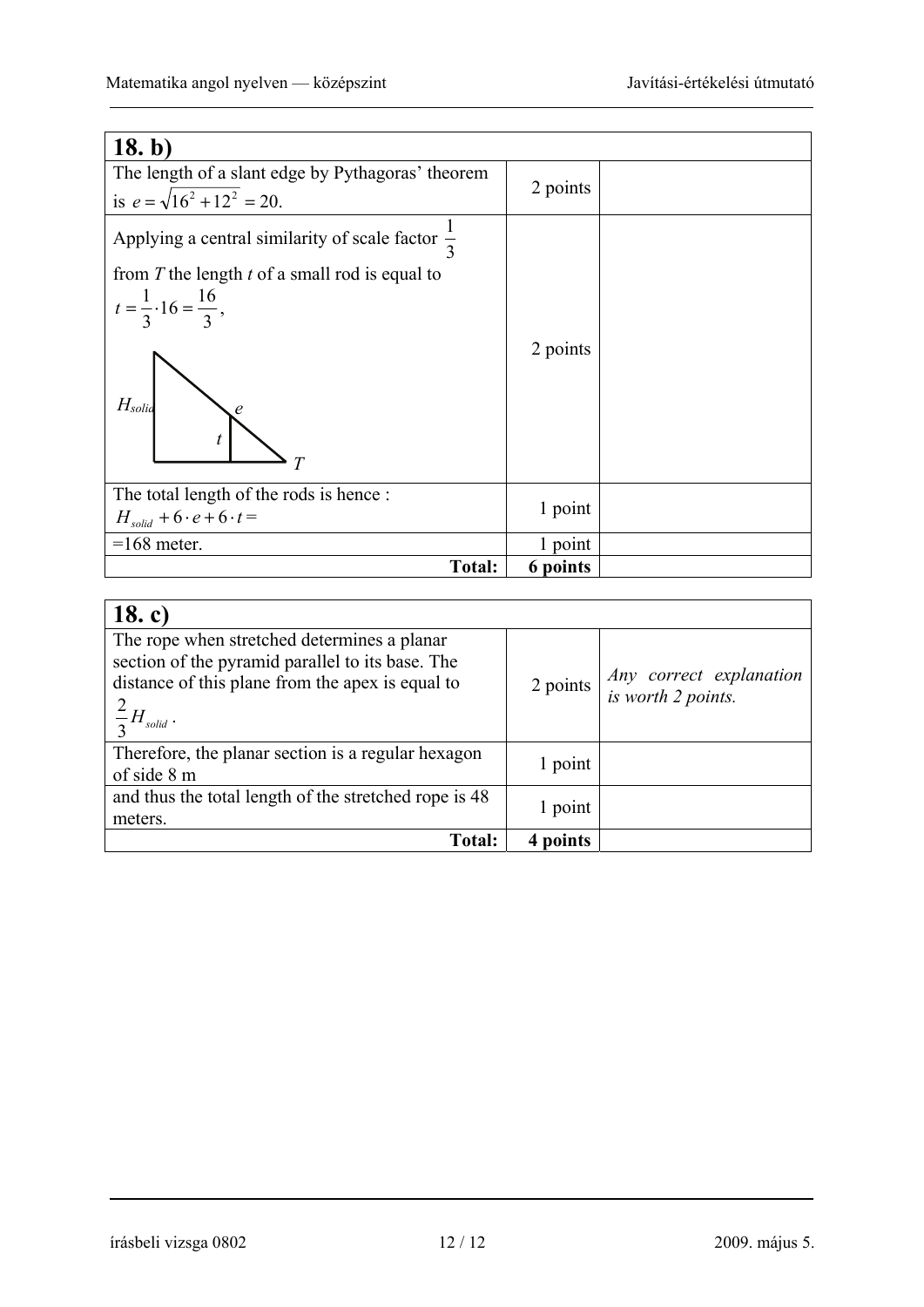| 18. b) | | |
|---|---|---|
| The length of a slant edge by Pythagoras' theorem is $e = \sqrt{16^2 + 12^2} = 20$. | 2 points | |
| Applying a central similarity of scale factor $\frac{1}{3}$ from $T$ the length $t$ of a small rod is equal to $t = \frac{1}{3} \cdot 16 = \frac{16}{3}$, $H_{solid}$ $e$ $t$ $T$ | 2 points | |
| The total length of the rods is hence : $H_{solid} + 6 \cdot e + 6 \cdot t =$ | 1 point | |
| =168 meter. | 1 point | |
| **Total:** | **6 points** | |

| 18. c) | | |
|---|---|---|
| The rope when stretched determines a planar section of the pyramid parallel to its base. The distance of this plane from the apex is equal to $\frac{2}{3} H_{solid}$. | 2 points | *Any correct explanation is worth 2 points.* |
| Therefore, the planar section is a regular hexagon of side 8 m | 1 point | |
| and thus the total length of the stretched rope is 48 meters. | 1 point | |
| **Total:** | **4 points** | |